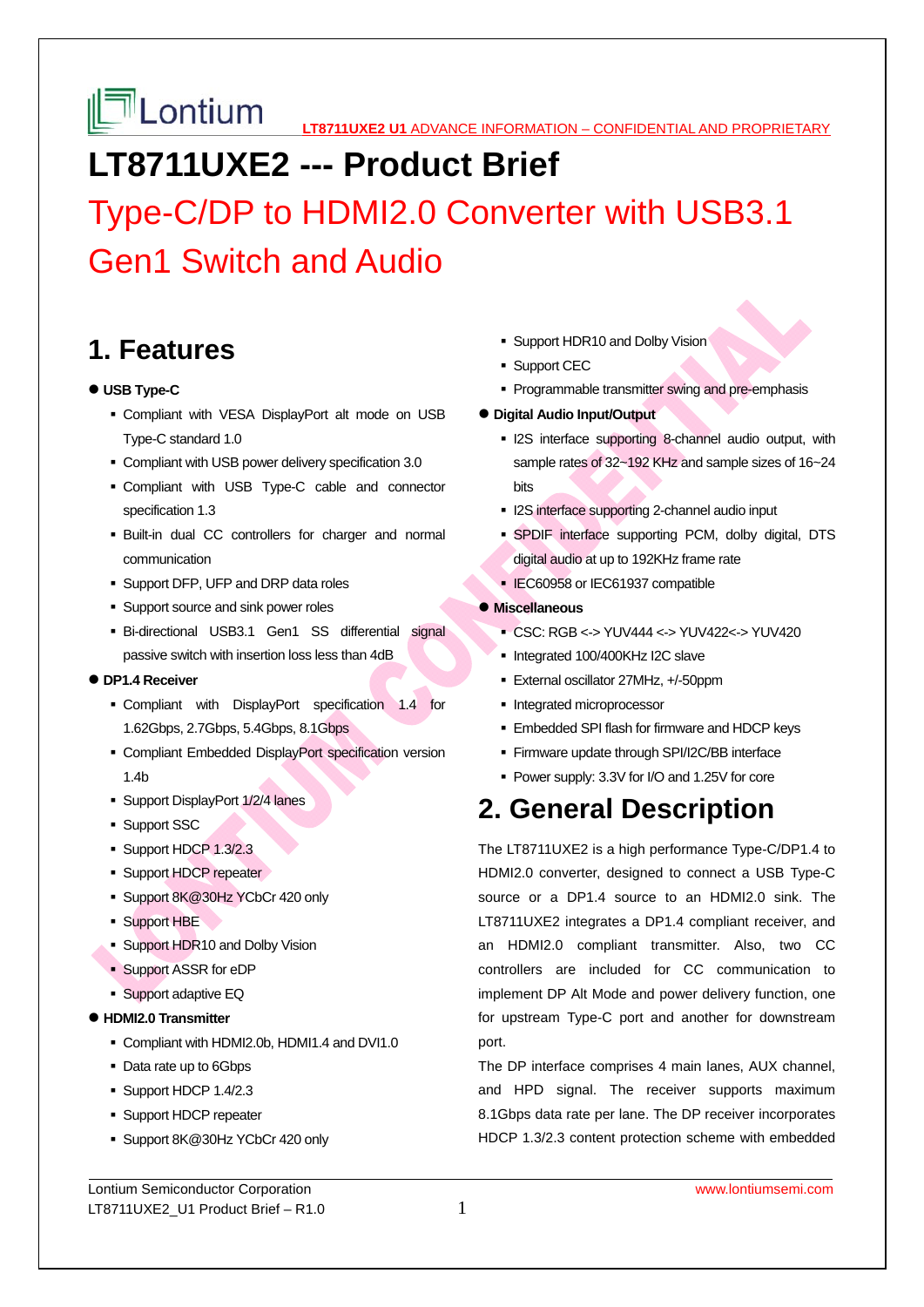# LT8711UXE2 --- Product Brief

## Type-C/DP to HDMI2.0 Converter with USB3.1 Gen1 Switch and Audio

## 1. Features

- **USB Type-C**
  - Compliant with VESA DisplayPort alt mode on USB Type-C standard 1.0
  - Compliant with USB power delivery specification 3.0
  - Compliant with USB Type-C cable and connector specification 1.3
  - Built-in dual CC controllers for charger and normal communication
  - Support DFP, UFP and DRP data roles
  - Support source and sink power roles
  - Bi-directional USB3.1 Gen1 SS differential signal passive switch with insertion loss less than 4dB
- **DP1.4 Receiver**
  - Compliant with DisplayPort specification 1.4 for 1.62Gbps, 2.7Gbps, 5.4Gbps, 8.1Gbps
  - Compliant Embedded DisplayPort specification version 1.4b
  - Support DisplayPort 1/2/4 lanes
  - Support SSC
  - Support HDCP 1.3/2.3
  - Support HDCP repeater
  - Support 8K@30Hz YCbCr 420 only
  - Support HBE
  - Support HDR10 and Dolby Vision
  - Support ASSR for eDP
  - Support adaptive EQ
- **HDMI2.0 Transmitter**
  - Compliant with HDMI2.0b, HDMI1.4 and DVI1.0
  - Data rate up to 6Gbps
  - Support HDCP 1.4/2.3
  - Support HDCP repeater
  - Support 8K@30Hz YCbCr 420 only
  - Support HDR10 and Dolby Vision
  - Support CEC
  - Programmable transmitter swing and pre-emphasis
- **Digital Audio Input/Output**
  - I2S interface supporting 8-channel audio output, with sample rates of 32~192 KHz and sample sizes of 16~24 bits
  - I2S interface supporting 2-channel audio input
  - SPDIF interface supporting PCM, dolby digital, DTS digital audio at up to 192KHz frame rate
  - IEC60958 or IEC61937 compatible
- **Miscellaneous**
  - CSC: RGB <-> YUV444 <-> YUV422<-> YUV420
  - Integrated 100/400KHz I2C slave
  - External oscillator 27MHz, +/-50ppm
  - Integrated microprocessor
  - Embedded SPI flash for firmware and HDCP keys
  - Firmware update through SPI/I2C/BB interface
  - Power supply: 3.3V for I/O and 1.25V for core

## 2. General Description

The LT8711UXE2 is a high performance Type-C/DP1.4 to HDMI2.0 converter, designed to connect a USB Type-C source or a DP1.4 source to an HDMI2.0 sink. The LT8711UXE2 integrates a DP1.4 compliant receiver, and an HDMI2.0 compliant transmitter. Also, two CC controllers are included for CC communication to implement DP Alt Mode and power delivery function, one for upstream Type-C port and another for downstream port.

The DP interface comprises 4 main lanes, AUX channel, and HPD signal. The receiver supports maximum 8.1Gbps data rate per lane. The DP receiver incorporates HDCP 1.3/2.3 content protection scheme with embedded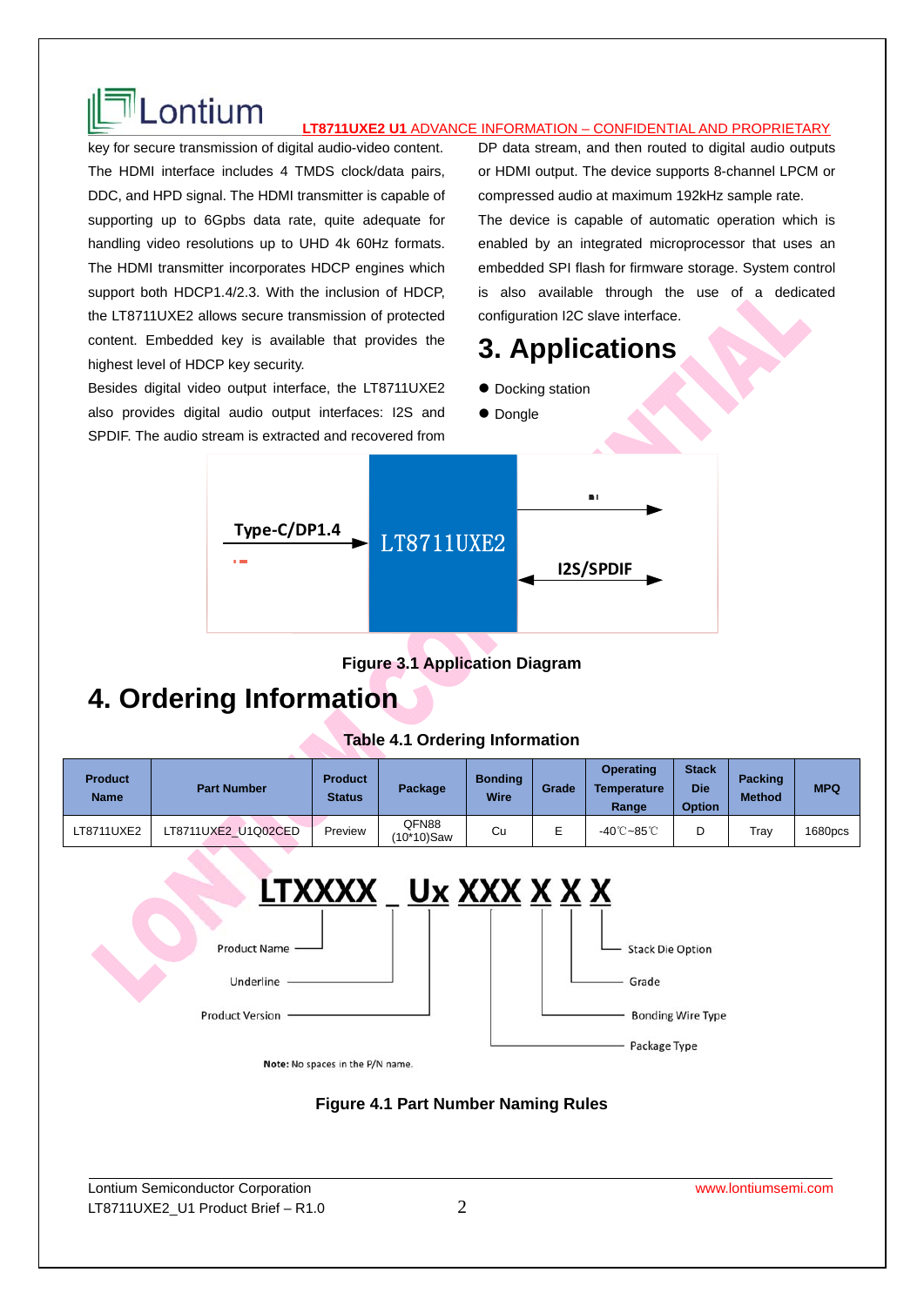key for secure transmission of digital audio-video content. The HDMI interface includes 4 TMDS clock/data pairs, DDC, and HPD signal. The HDMI transmitter is capable of supporting up to 6Gpbs data rate, quite adequate for handling video resolutions up to UHD 4k 60Hz formats. The HDMI transmitter incorporates HDCP engines which support both HDCP1.4/2.3. With the inclusion of HDCP, the LT8711UXE2 allows secure transmission of protected content. Embedded key is available that provides the highest level of HDCP key security.

Besides digital video output interface, the LT8711UXE2 also provides digital audio output interfaces: I2S and SPDIF. The audio stream is extracted and recovered from DP data stream, and then routed to digital audio outputs or HDMI output. The device supports 8-channel LPCM or compressed audio at maximum 192kHz sample rate.

The device is capable of automatic operation which is enabled by an integrated microprocessor that uses an embedded SPI flash for firmware storage. System control is also available through the use of a dedicated configuration I2C slave interface.

# 3. Applications

- Docking station
- Dongle

Type-C/DP1.4 → LT8711UXE2 → HDMI; I2S/SPDIF

**Figure 3.1 Application Diagram**

# 4. Ordering Information

**Table 4.1 Ordering Information**

| Product Name | Part Number | Product Status | Package | Bonding Wire | Grade | Operating Temperature Range | Stack Die Option | Packing Method | MPQ |
|---|---|---|---|---|---|---|---|---|---|
| LT8711UXE2 | LT8711UXE2_U1Q02CED | Preview | QFN88 (10*10)Saw | Cu | E | -40℃~85℃ | D | Tray | 1680pcs |

LTXXXX _ Ux XXX X X X

- Product Name
- Underline
- Product Version
- Package Type
- Bonding Wire Type
- Grade
- Stack Die Option

**Note:** No spaces in the P/N name.

**Figure 4.1 Part Number Naming Rules**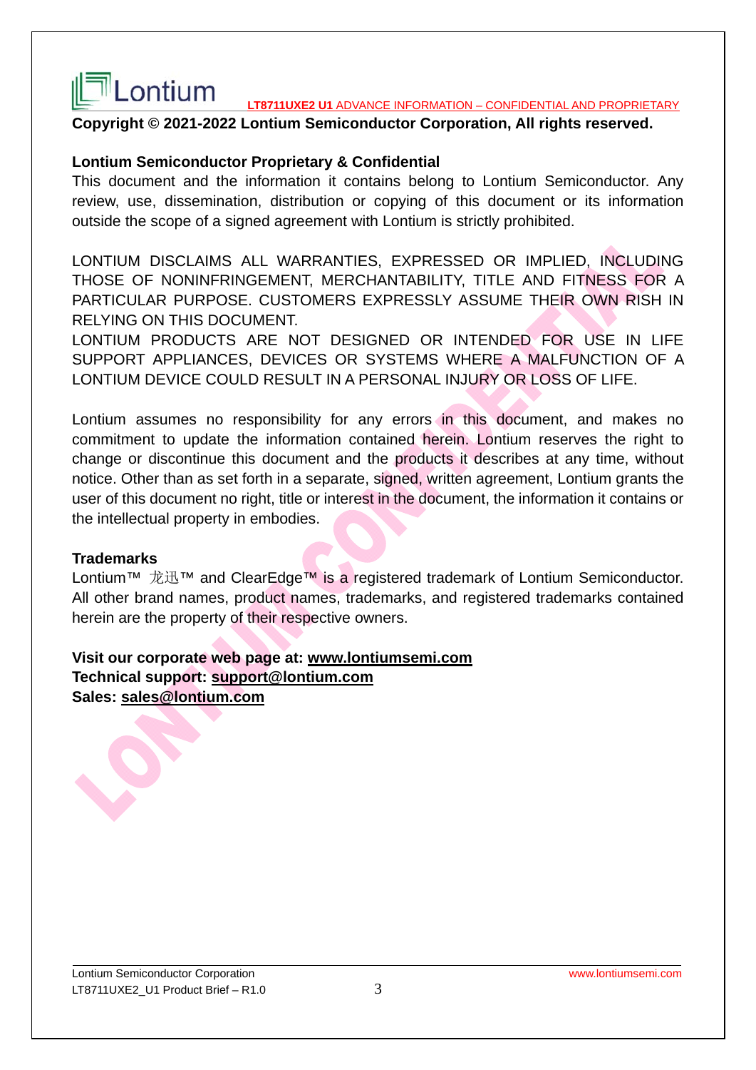**Copyright © 2021-2022 Lontium Semiconductor Corporation, All rights reserved.**

**Lontium Semiconductor Proprietary & Confidential**

This document and the information it contains belong to Lontium Semiconductor. Any review, use, dissemination, distribution or copying of this document or its information outside the scope of a signed agreement with Lontium is strictly prohibited.

LONTIUM DISCLAIMS ALL WARRANTIES, EXPRESSED OR IMPLIED, INCLUDING THOSE OF NONINFRINGEMENT, MERCHANTABILITY, TITLE AND FITNESS FOR A PARTICULAR PURPOSE. CUSTOMERS EXPRESSLY ASSUME THEIR OWN RISH IN RELYING ON THIS DOCUMENT.
LONTIUM PRODUCTS ARE NOT DESIGNED OR INTENDED FOR USE IN LIFE SUPPORT APPLIANCES, DEVICES OR SYSTEMS WHERE A MALFUNCTION OF A LONTIUM DEVICE COULD RESULT IN A PERSONAL INJURY OR LOSS OF LIFE.

Lontium assumes no responsibility for any errors in this document, and makes no commitment to update the information contained herein. Lontium reserves the right to change or discontinue this document and the products it describes at any time, without notice. Other than as set forth in a separate, signed, written agreement, Lontium grants the user of this document no right, title or interest in the document, the information it contains or the intellectual property in embodies.

**Trademarks**

Lontium™ 龙迅™ and ClearEdge™ is a registered trademark of Lontium Semiconductor. All other brand names, product names, trademarks, and registered trademarks contained herein are the property of their respective owners.

**Visit our corporate web page at: www.lontiumsemi.com**
**Technical support: support@lontium.com**
**Sales: sales@lontium.com**